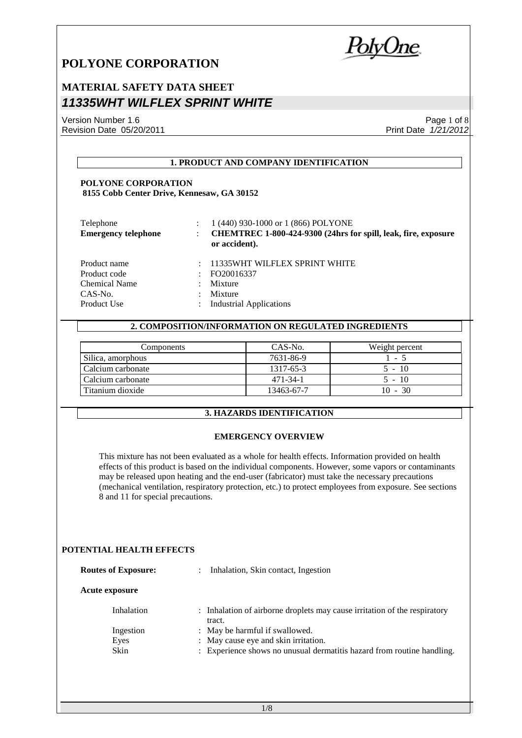# POLYONE CORPORATION

## MATERIAL SAFETY DATA SHEET

## *11335WHT WILFLEX SPRINT WHITE*

Version Number 1.6
Revision Date 05/20/2011

Print Date *1/21/2012*

### 1. PRODUCT AND COMPANY IDENTIFICATION

**POLYONE CORPORATION**
**8155 Cobb Center Drive, Kennesaw, GA 30152**

| | | |
|---|---|---|
| Telephone | : | 1 (440) 930-1000 or 1 (866) POLYONE |
| **Emergency telephone** | : | **CHEMTREC 1-800-424-9300 (24hrs for spill, leak, fire, exposure or accident).** |
| Product name | : | 11335WHT WILFLEX SPRINT WHITE |
| Product code | : | FO20016337 |
| Chemical Name | : | Mixture |
| CAS-No. | : | Mixture |
| Product Use | : | Industrial Applications |

### 2. COMPOSITION/INFORMATION ON REGULATED INGREDIENTS

| Components | CAS-No. | Weight percent |
|---|---|---|
| Silica, amorphous | 7631-86-9 | 1 - 5 |
| Calcium carbonate | 1317-65-3 | 5 - 10 |
| Calcium carbonate | 471-34-1 | 5 - 10 |
| Titanium dioxide | 13463-67-7 | 10 - 30 |

### 3. HAZARDS IDENTIFICATION

**EMERGENCY OVERVIEW**

This mixture has not been evaluated as a whole for health effects. Information provided on health effects of this product is based on the individual components. However, some vapors or contaminants may be released upon heating and the end-user (fabricator) must take the necessary precautions (mechanical ventilation, respiratory protection, etc.) to protect employees from exposure. See sections 8 and 11 for special precautions.

**POTENTIAL HEALTH EFFECTS**

**Routes of Exposure:** : Inhalation, Skin contact, Ingestion

**Acute exposure**

| | | |
|---|---|---|
| Inhalation | : | Inhalation of airborne droplets may cause irritation of the respiratory tract. |
| Ingestion | : | May be harmful if swallowed. |
| Eyes | : | May cause eye and skin irritation. |
| Skin | : | Experience shows no unusual dermatitis hazard from routine handling. |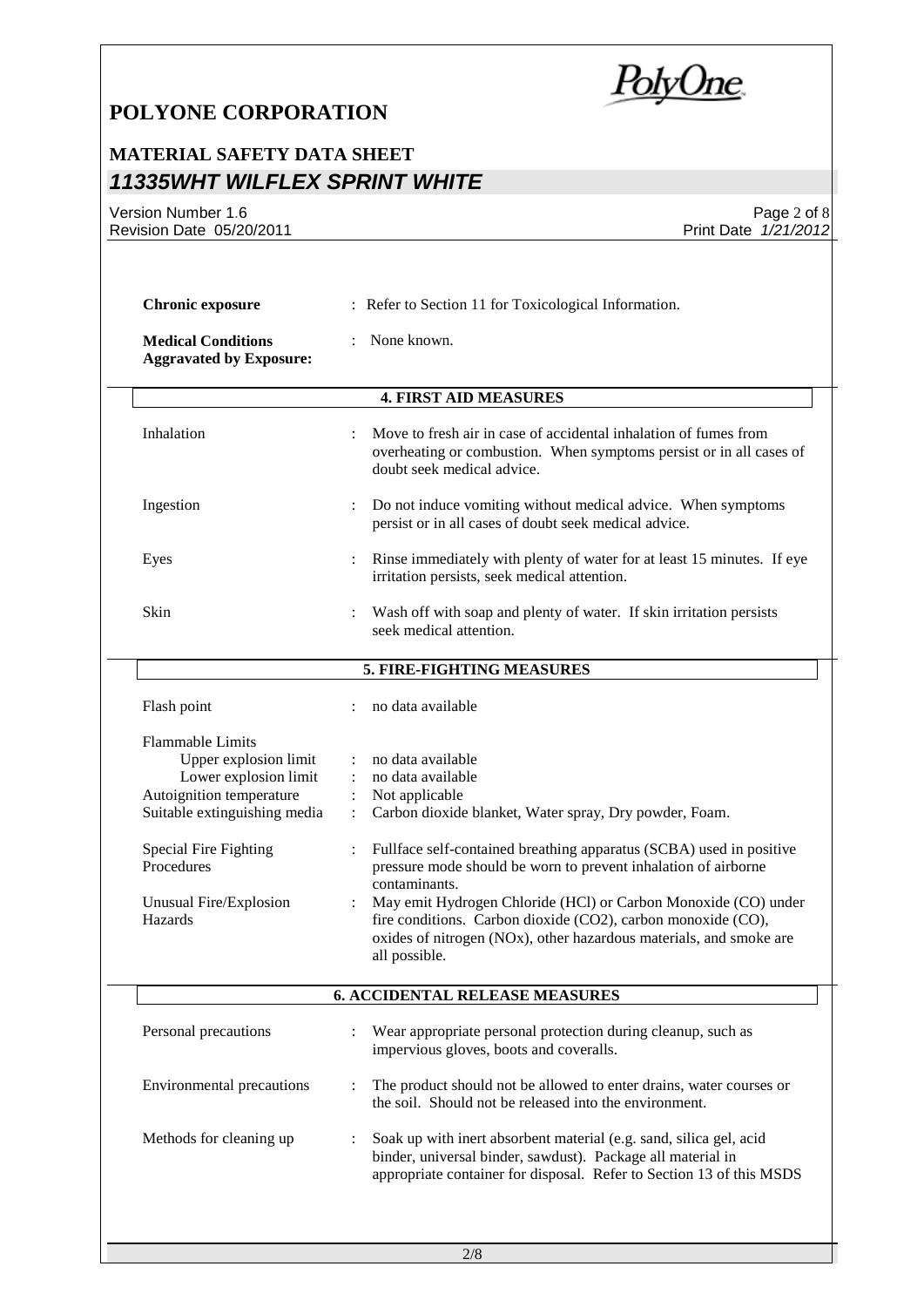| | |
|---|---|
| **Chronic exposure** | : Refer to Section 11 for Toxicological Information. |
| **Medical Conditions Aggravated by Exposure:** | : None known. |

## 4. FIRST AID MEASURES

| | |
|---|---|
| Inhalation | : Move to fresh air in case of accidental inhalation of fumes from overheating or combustion. When symptoms persist or in all cases of doubt seek medical advice. |
| Ingestion | : Do not induce vomiting without medical advice. When symptoms persist or in all cases of doubt seek medical advice. |
| Eyes | : Rinse immediately with plenty of water for at least 15 minutes. If eye irritation persists, seek medical attention. |
| Skin | : Wash off with soap and plenty of water. If skin irritation persists seek medical attention. |

## 5. FIRE-FIGHTING MEASURES

| | |
|---|---|
| Flash point | : no data available |
| Flammable Limits | |
| Upper explosion limit | : no data available |
| Lower explosion limit | : no data available |
| Autoignition temperature | : Not applicable |
| Suitable extinguishing media | : Carbon dioxide blanket, Water spray, Dry powder, Foam. |
| Special Fire Fighting Procedures | : Fullface self-contained breathing apparatus (SCBA) used in positive pressure mode should be worn to prevent inhalation of airborne contaminants. |
| Unusual Fire/Explosion Hazards | : May emit Hydrogen Chloride (HCl) or Carbon Monoxide (CO) under fire conditions. Carbon dioxide ($CO_2$), carbon monoxide (CO), oxides of nitrogen ($NO_x$), other hazardous materials, and smoke are all possible. |

## 6. ACCIDENTAL RELEASE MEASURES

| | |
|---|---|
| Personal precautions | : Wear appropriate personal protection during cleanup, such as impervious gloves, boots and coveralls. |
| Environmental precautions | : The product should not be allowed to enter drains, water courses or the soil. Should not be released into the environment. |
| Methods for cleaning up | : Soak up with inert absorbent material (e.g. sand, silica gel, acid binder, universal binder, sawdust). Package all material in appropriate container for disposal. Refer to Section 13 of this MSDS |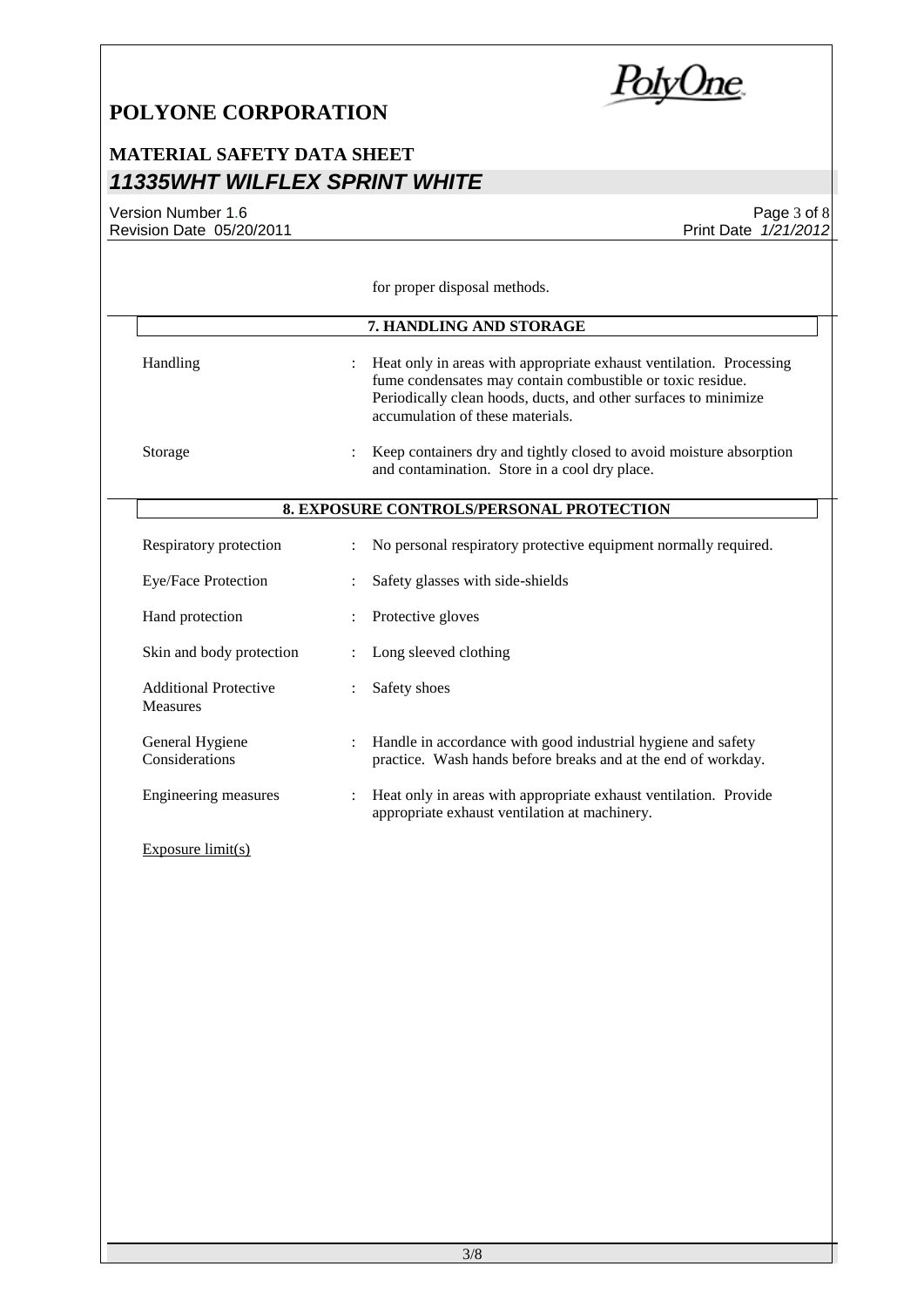for proper disposal methods.

## 7. HANDLING AND STORAGE

| | |
|---|---|
| Handling | Heat only in areas with appropriate exhaust ventilation. Processing fume condensates may contain combustible or toxic residue. Periodically clean hoods, ducts, and other surfaces to minimize accumulation of these materials. |
| Storage | Keep containers dry and tightly closed to avoid moisture absorption and contamination. Store in a cool dry place. |

## 8. EXPOSURE CONTROLS/PERSONAL PROTECTION

| | |
|---|---|
| Respiratory protection | No personal respiratory protective equipment normally required. |
| Eye/Face Protection | Safety glasses with side-shields |
| Hand protection | Protective gloves |
| Skin and body protection | Long sleeved clothing |
| Additional Protective Measures | Safety shoes |
| General Hygiene Considerations | Handle in accordance with good industrial hygiene and safety practice. Wash hands before breaks and at the end of workday. |
| Engineering measures | Heat only in areas with appropriate exhaust ventilation. Provide appropriate exhaust ventilation at machinery. |

Exposure limit(s)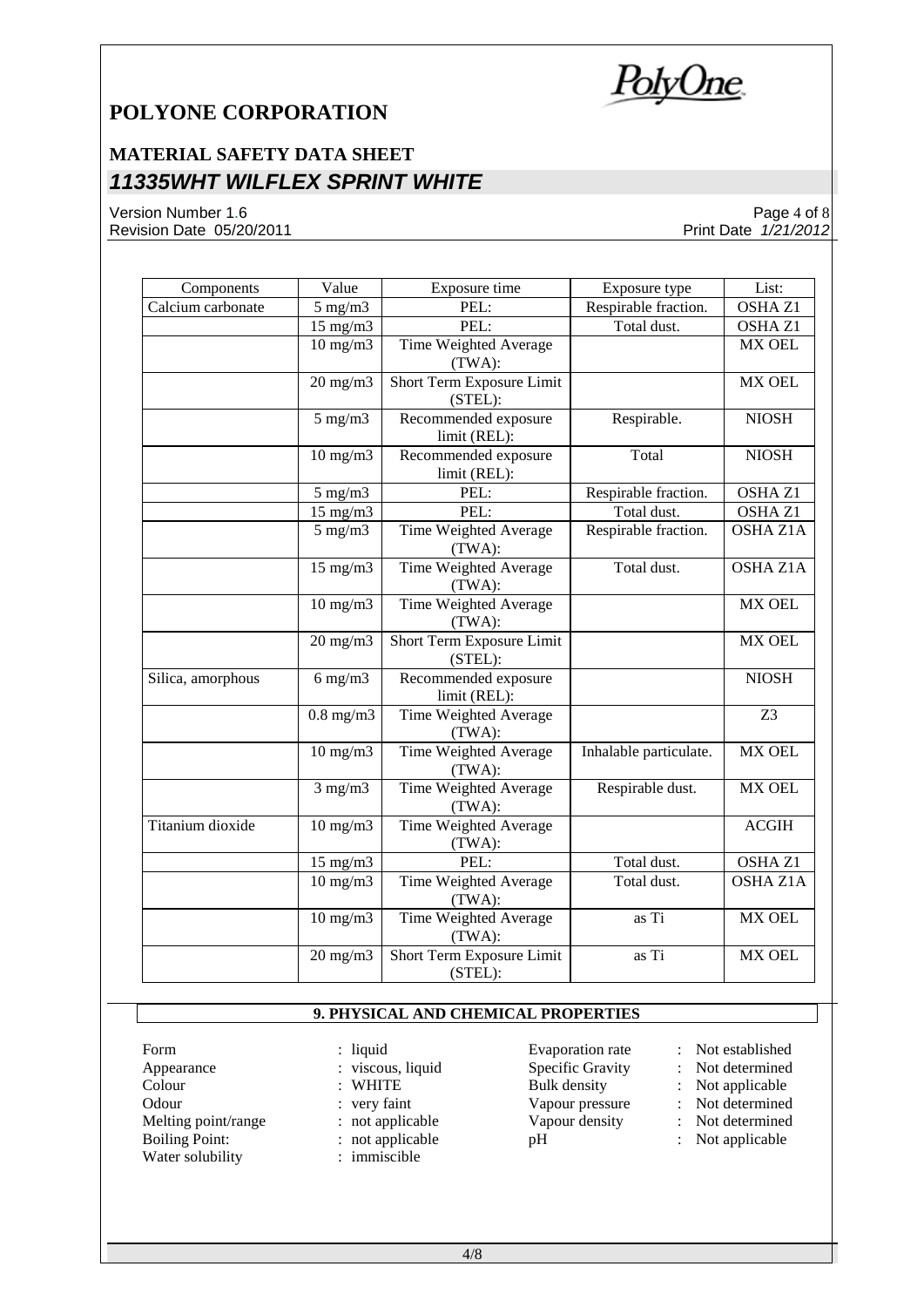| Components | Value | Exposure time | Exposure type | List: |
|---|---|---|---|---|
| Calcium carbonate | 5 mg/m3 | PEL: | Respirable fraction. | OSHA Z1 |
| | 15 mg/m3 | PEL: | Total dust. | OSHA Z1 |
| | 10 mg/m3 | Time Weighted Average (TWA): | | MX OEL |
| | 20 mg/m3 | Short Term Exposure Limit (STEL): | | MX OEL |
| | 5 mg/m3 | Recommended exposure limit (REL): | Respirable. | NIOSH |
| | 10 mg/m3 | Recommended exposure limit (REL): | Total | NIOSH |
| | 5 mg/m3 | PEL: | Respirable fraction. | OSHA Z1 |
| | 15 mg/m3 | PEL: | Total dust. | OSHA Z1 |
| | 5 mg/m3 | Time Weighted Average (TWA): | Respirable fraction. | OSHA Z1A |
| | 15 mg/m3 | Time Weighted Average (TWA): | Total dust. | OSHA Z1A |
| | 10 mg/m3 | Time Weighted Average (TWA): | | MX OEL |
| | 20 mg/m3 | Short Term Exposure Limit (STEL): | | MX OEL |
| Silica, amorphous | 6 mg/m3 | Recommended exposure limit (REL): | | NIOSH |
| | 0.8 mg/m3 | Time Weighted Average (TWA): | | Z3 |
| | 10 mg/m3 | Time Weighted Average (TWA): | Inhalable particulate. | MX OEL |
| | 3 mg/m3 | Time Weighted Average (TWA): | Respirable dust. | MX OEL |
| Titanium dioxide | 10 mg/m3 | Time Weighted Average (TWA): | | ACGIH |
| | 15 mg/m3 | PEL: | Total dust. | OSHA Z1 |
| | 10 mg/m3 | Time Weighted Average (TWA): | Total dust. | OSHA Z1A |
| | 10 mg/m3 | Time Weighted Average (TWA): | as Ti | MX OEL |
| | 20 mg/m3 | Short Term Exposure Limit (STEL): | as Ti | MX OEL |

## 9. PHYSICAL AND CHEMICAL PROPERTIES

Form : liquid
Appearance : viscous, liquid
Colour : WHITE
Odour : very faint
Melting point/range : not applicable
Boiling Point: : not applicable
Water solubility : immiscible

Evaporation rate : Not established
Specific Gravity : Not determined
Bulk density : Not applicable
Vapour pressure : Not determined
Vapour density : Not determined
pH : Not applicable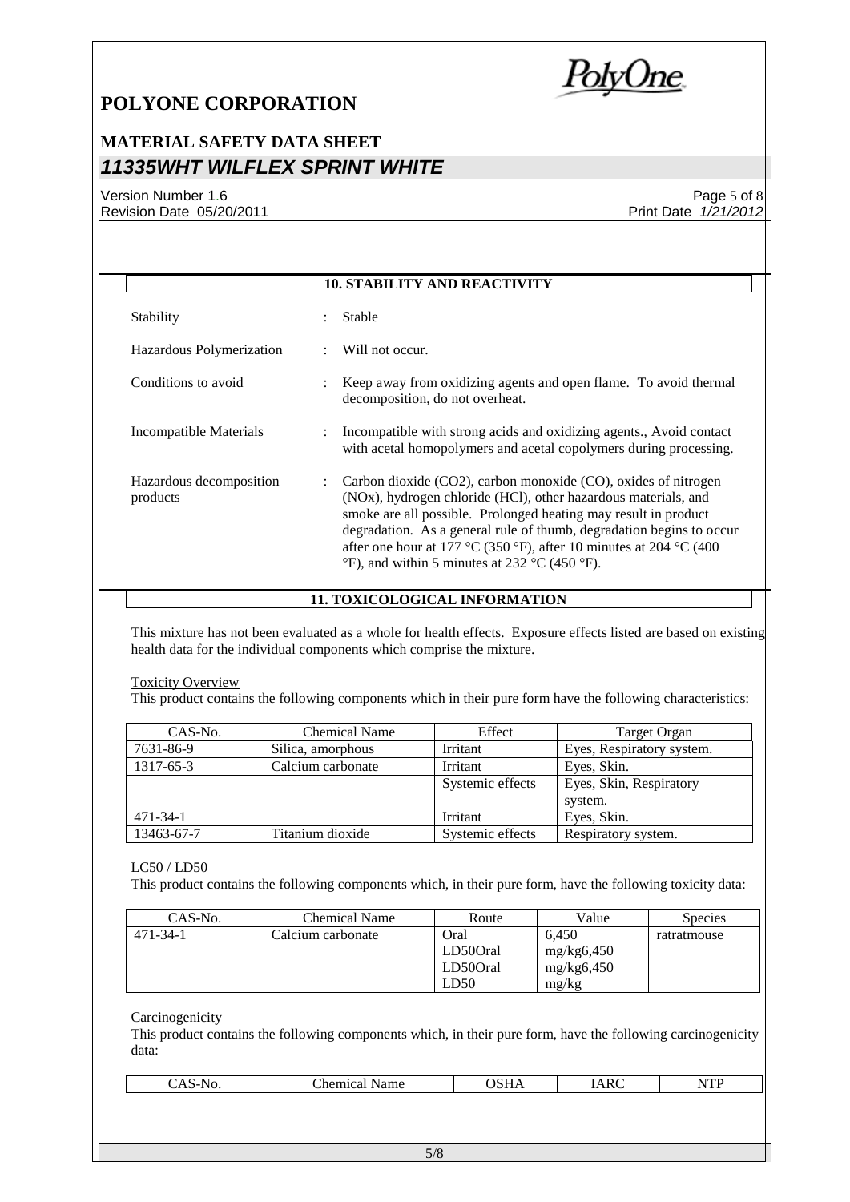## 10. STABILITY AND REACTIVITY

| | | |
|---|---|---|
| Stability | : | Stable |
| Hazardous Polymerization | : | Will not occur. |
| Conditions to avoid | : | Keep away from oxidizing agents and open flame. To avoid thermal decomposition, do not overheat. |
| Incompatible Materials | : | Incompatible with strong acids and oxidizing agents., Avoid contact with acetal homopolymers and acetal copolymers during processing. |
| Hazardous decomposition products | : | Carbon dioxide (CO2), carbon monoxide (CO), oxides of nitrogen (NOx), hydrogen chloride (HCl), other hazardous materials, and smoke are all possible. Prolonged heating may result in product degradation. As a general rule of thumb, degradation begins to occur after one hour at 177 °C (350 °F), after 10 minutes at 204 °C (400 °F), and within 5 minutes at 232 °C (450 °F). |

## 11. TOXICOLOGICAL INFORMATION

This mixture has not been evaluated as a whole for health effects. Exposure effects listed are based on existing health data for the individual components which comprise the mixture.

Toxicity Overview

This product contains the following components which in their pure form have the following characteristics:

| CAS-No. | Chemical Name | Effect | Target Organ |
|---|---|---|---|
| 7631-86-9 | Silica, amorphous | Irritant | Eyes, Respiratory system. |
| 1317-65-3 | Calcium carbonate | Irritant | Eyes, Skin. |
| | | Systemic effects | Eyes, Skin, Respiratory system. |
| 471-34-1 | | Irritant | Eyes, Skin. |
| 13463-67-7 | Titanium dioxide | Systemic effects | Respiratory system. |

LC50 / LD50

This product contains the following components which, in their pure form, have the following toxicity data:

| CAS-No. | Chemical Name | Route | Value | Species |
|---|---|---|---|---|
| 471-34-1 | Calcium carbonate | Oral LD50Oral LD50Oral LD50 | 6,450 mg/kg6,450 mg/kg6,450 mg/kg | ratratmouse |

Carcinogenicity

This product contains the following components which, in their pure form, have the following carcinogenicity data:

| CAS-No. | Chemical Name | OSHA | IARC | NTP |
|---|---|---|---|---|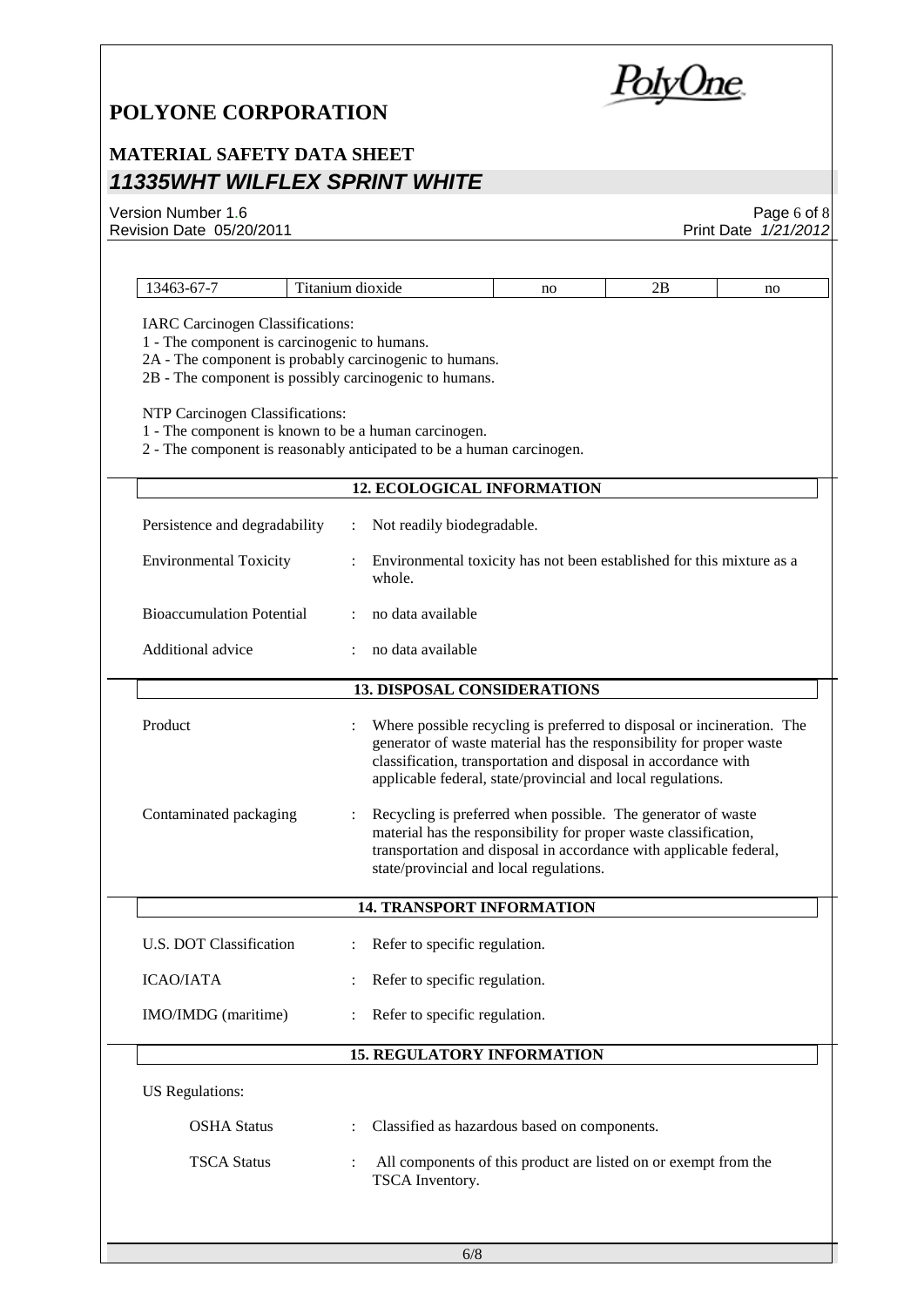| 13463-67-7 | Titanium dioxide | no | 2B | no |
|---|---|---|---|---|

IARC Carcinogen Classifications:
1 - The component is carcinogenic to humans.
2A - The component is probably carcinogenic to humans.
2B - The component is possibly carcinogenic to humans.

NTP Carcinogen Classifications:
1 - The component is known to be a human carcinogen.
2 - The component is reasonably anticipated to be a human carcinogen.

## 12. ECOLOGICAL INFORMATION

| | | |
|---|---|---|
| Persistence and degradability | : | Not readily biodegradable. |
| Environmental Toxicity | : | Environmental toxicity has not been established for this mixture as a whole. |
| Bioaccumulation Potential | : | no data available |
| Additional advice | : | no data available |

## 13. DISPOSAL CONSIDERATIONS

| | | |
|---|---|---|
| Product | : | Where possible recycling is preferred to disposal or incineration. The generator of waste material has the responsibility for proper waste classification, transportation and disposal in accordance with applicable federal, state/provincial and local regulations. |
| Contaminated packaging | : | Recycling is preferred when possible. The generator of waste material has the responsibility for proper waste classification, transportation and disposal in accordance with applicable federal, state/provincial and local regulations. |

## 14. TRANSPORT INFORMATION

| | | |
|---|---|---|
| U.S. DOT Classification | : | Refer to specific regulation. |
| ICAO/IATA | : | Refer to specific regulation. |
| IMO/IMDG (maritime) | : | Refer to specific regulation. |

## 15. REGULATORY INFORMATION

US Regulations:

| | | |
|---|---|---|
| OSHA Status | : | Classified as hazardous based on components. |
| TSCA Status | : | All components of this product are listed on or exempt from the TSCA Inventory. |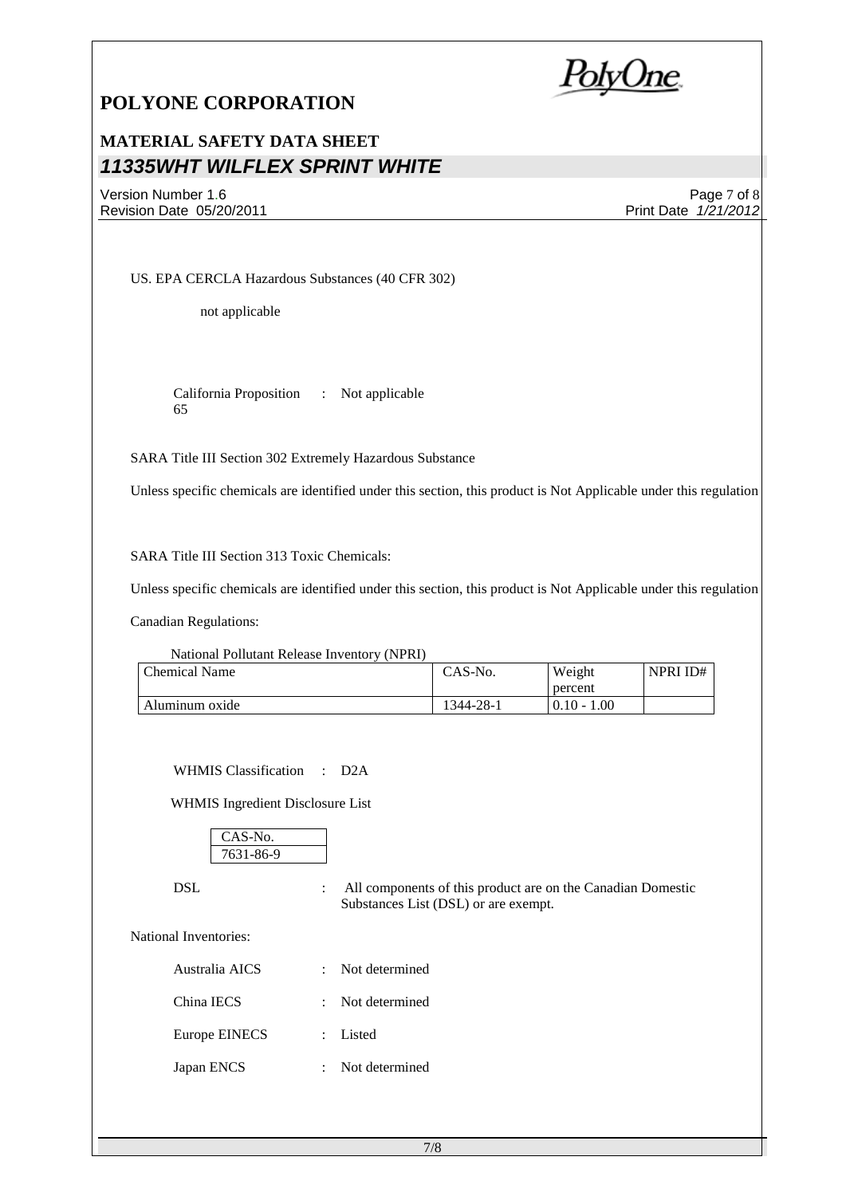US. EPA CERCLA Hazardous Substances (40 CFR 302)

not applicable

California Proposition 65 : Not applicable

SARA Title III Section 302 Extremely Hazardous Substance

Unless specific chemicals are identified under this section, this product is Not Applicable under this regulation

SARA Title III Section 313 Toxic Chemicals:

Unless specific chemicals are identified under this section, this product is Not Applicable under this regulation

Canadian Regulations:

National Pollutant Release Inventory (NPRI)

| Chemical Name | CAS-No. | Weight percent | NPRI ID# |
|---|---|---|---|
| Aluminum oxide | 1344-28-1 | 0.10 - 1.00 | |

WHMIS Classification : D2A

WHMIS Ingredient Disclosure List

| CAS-No. |
|---|
| 7631-86-9 |

DSL : All components of this product are on the Canadian Domestic Substances List (DSL) or are exempt.

National Inventories:

Australia AICS : Not determined

China IECS : Not determined

Europe EINECS : Listed

Japan ENCS : Not determined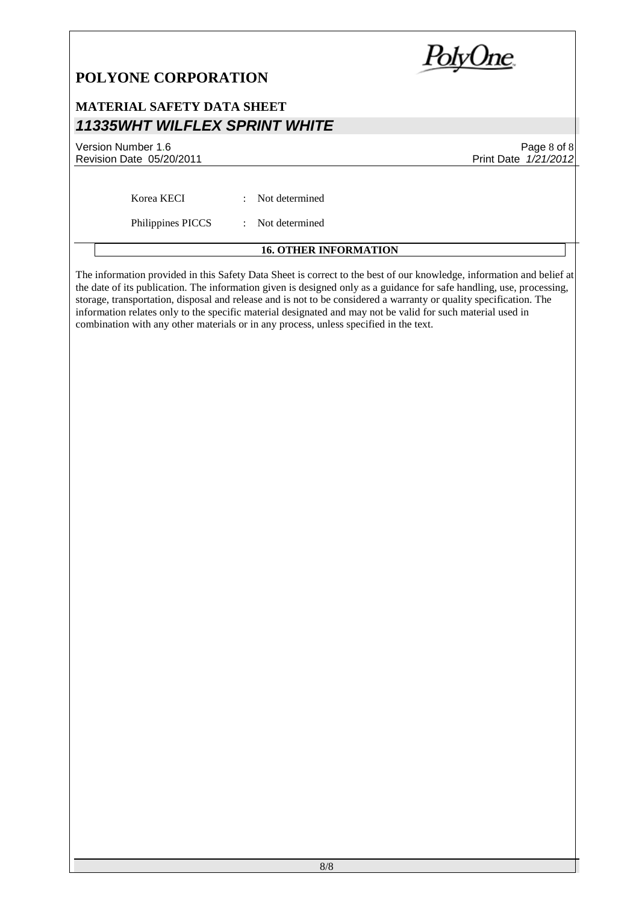| | | |
|---|---|---|
| Korea KECI | : | Not determined |
| Philippines PICCS | : | Not determined |

## 16. OTHER INFORMATION

The information provided in this Safety Data Sheet is correct to the best of our knowledge, information and belief at the date of its publication. The information given is designed only as a guidance for safe handling, use, processing, storage, transportation, disposal and release and is not to be considered a warranty or quality specification. The information relates only to the specific material designated and may not be valid for such material used in combination with any other materials or in any process, unless specified in the text.